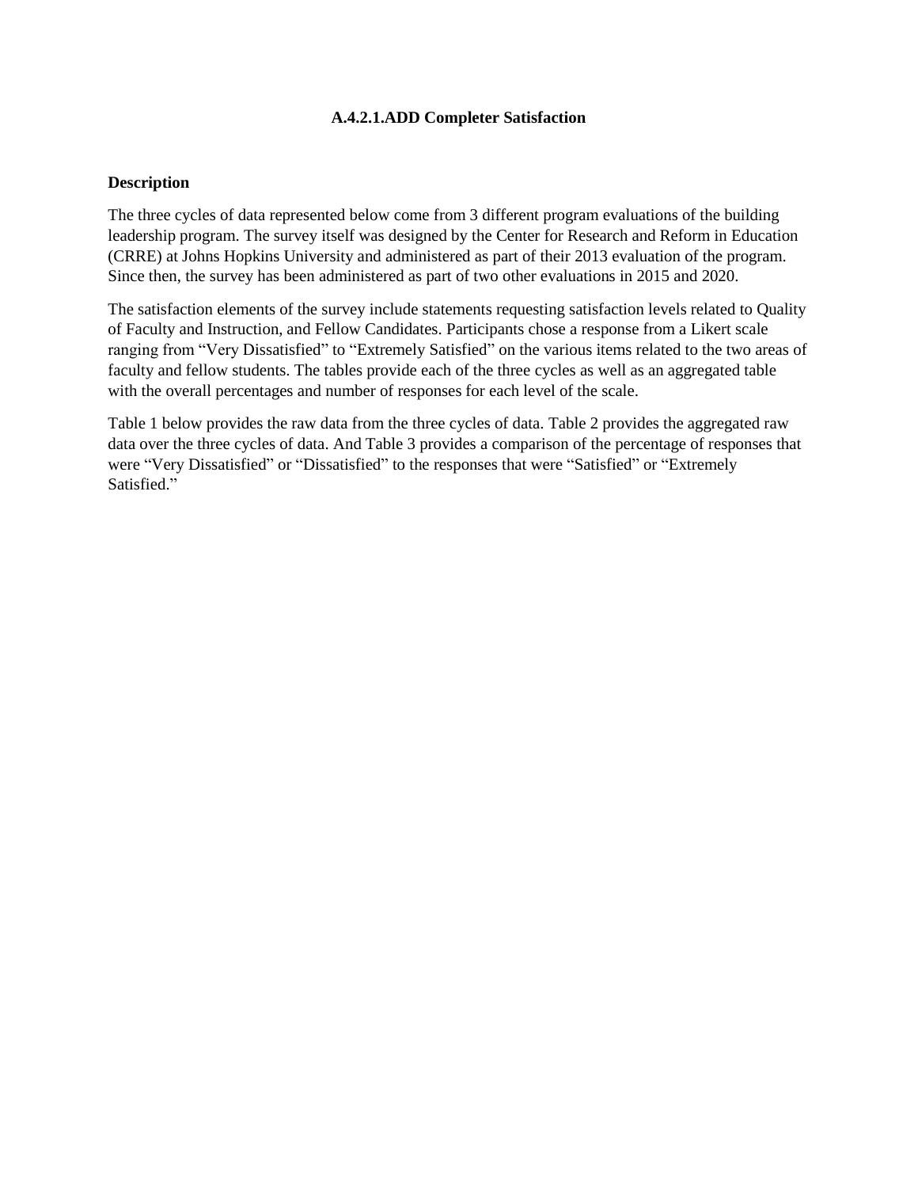# A.4.2.1.ADD Completer Satisfaction

## Description

The three cycles of data represented below come from 3 different program evaluations of the building leadership program. The survey itself was designed by the Center for Research and Reform in Education (CRRE) at Johns Hopkins University and administered as part of their 2013 evaluation of the program. Since then, the survey has been administered as part of two other evaluations in 2015 and 2020.

The satisfaction elements of the survey include statements requesting satisfaction levels related to Quality of Faculty and Instruction, and Fellow Candidates. Participants chose a response from a Likert scale ranging from "Very Dissatisfied" to "Extremely Satisfied" on the various items related to the two areas of faculty and fellow students. The tables provide each of the three cycles as well as an aggregated table with the overall percentages and number of responses for each level of the scale.

Table 1 below provides the raw data from the three cycles of data. Table 2 provides the aggregated raw data over the three cycles of data. And Table 3 provides a comparison of the percentage of responses that were "Very Dissatisfied" or "Dissatisfied" to the responses that were "Satisfied" or "Extremely Satisfied."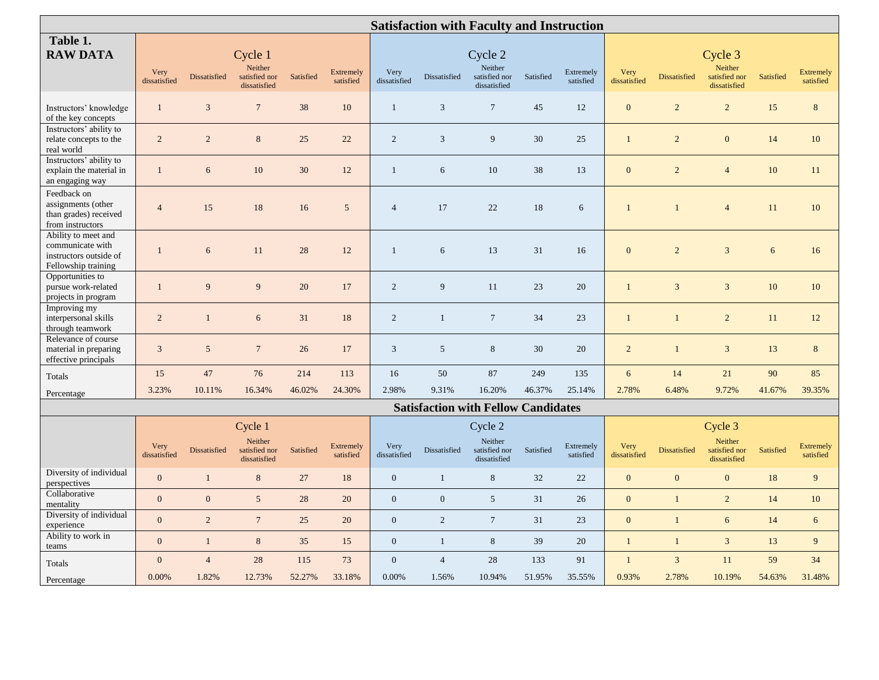## Satisfaction with Faculty and Instruction

| **Table 1. RAW DATA** | Cycle 1 | | | | | Cycle 2 | | | | | Cycle 3 | | | | |
|---|---|---|---|---|---|---|---|---|---|---|---|---|---|---|---|
| | Very dissatisfied | Dissatisfied | Neither satisfied nor dissatisfied | Satisfied | Extremely satisfied | Very dissatisfied | Dissatisfied | Neither satisfied nor dissatisfied | Satisfied | Extremely satisfied | Very dissatisfied | Dissatisfied | Neither satisfied nor dissatisfied | Satisfied | Extremely satisfied |
| Instructors' knowledge of the key concepts | 1 | 3 | 7 | 38 | 10 | 1 | 3 | 7 | 45 | 12 | 0 | 2 | 2 | 15 | 8 |
| Instructors' ability to relate concepts to the real world | 2 | 2 | 8 | 25 | 22 | 2 | 3 | 9 | 30 | 25 | 1 | 2 | 0 | 14 | 10 |
| Instructors' ability to explain the material in an engaging way | 1 | 6 | 10 | 30 | 12 | 1 | 6 | 10 | 38 | 13 | 0 | 2 | 4 | 10 | 11 |
| Feedback on assignments (other than grades) received from instructors | 4 | 15 | 18 | 16 | 5 | 4 | 17 | 22 | 18 | 6 | 1 | 1 | 4 | 11 | 10 |
| Ability to meet and communicate with instructors outside of Fellowship training | 1 | 6 | 11 | 28 | 12 | 1 | 6 | 13 | 31 | 16 | 0 | 2 | 3 | 6 | 16 |
| Opportunities to pursue work-related projects in program | 1 | 9 | 9 | 20 | 17 | 2 | 9 | 11 | 23 | 20 | 1 | 3 | 3 | 10 | 10 |
| Improving my interpersonal skills through teamwork | 2 | 1 | 6 | 31 | 18 | 2 | 1 | 7 | 34 | 23 | 1 | 1 | 2 | 11 | 12 |
| Relevance of course material in preparing effective principals | 3 | 5 | 7 | 26 | 17 | 3 | 5 | 8 | 30 | 20 | 2 | 1 | 3 | 13 | 8 |
| Totals | 15 | 47 | 76 | 214 | 113 | 16 | 50 | 87 | 249 | 135 | 6 | 14 | 21 | 90 | 85 |
| Percentage | 3.23% | 10.11% | 16.34% | 46.02% | 24.30% | 2.98% | 9.31% | 16.20% | 46.37% | 25.14% | 2.78% | 6.48% | 9.72% | 41.67% | 39.35% |

## Satisfaction with Fellow Candidates

| | Cycle 1 | | | | | Cycle 2 | | | | | Cycle 3 | | | | |
|---|---|---|---|---|---|---|---|---|---|---|---|---|---|---|---|
| | Very dissatisfied | Dissatisfied | Neither satisfied nor dissatisfied | Satisfied | Extremely satisfied | Very dissatisfied | Dissatisfied | Neither satisfied nor dissatisfied | Satisfied | Extremely satisfied | Very dissatisfied | Dissatisfied | Neither satisfied nor dissatisfied | Satisfied | Extremely satisfied |
| Diversity of individual perspectives | 0 | 1 | 8 | 27 | 18 | 0 | 1 | 8 | 32 | 22 | 0 | 0 | 0 | 18 | 9 |
| Collaborative mentality | 0 | 0 | 5 | 28 | 20 | 0 | 0 | 5 | 31 | 26 | 0 | 1 | 2 | 14 | 10 |
| Diversity of individual experience | 0 | 2 | 7 | 25 | 20 | 0 | 2 | 7 | 31 | 23 | 0 | 1 | 6 | 14 | 6 |
| Ability to work in teams | 0 | 1 | 8 | 35 | 15 | 0 | 1 | 8 | 39 | 20 | 1 | 1 | 3 | 13 | 9 |
| Totals | 0 | 4 | 28 | 115 | 73 | 0 | 4 | 28 | 133 | 91 | 1 | 3 | 11 | 59 | 34 |
| Percentage | 0.00% | 1.82% | 12.73% | 52.27% | 33.18% | 0.00% | 1.56% | 10.94% | 51.95% | 35.55% | 0.93% | 2.78% | 10.19% | 54.63% | 31.48% |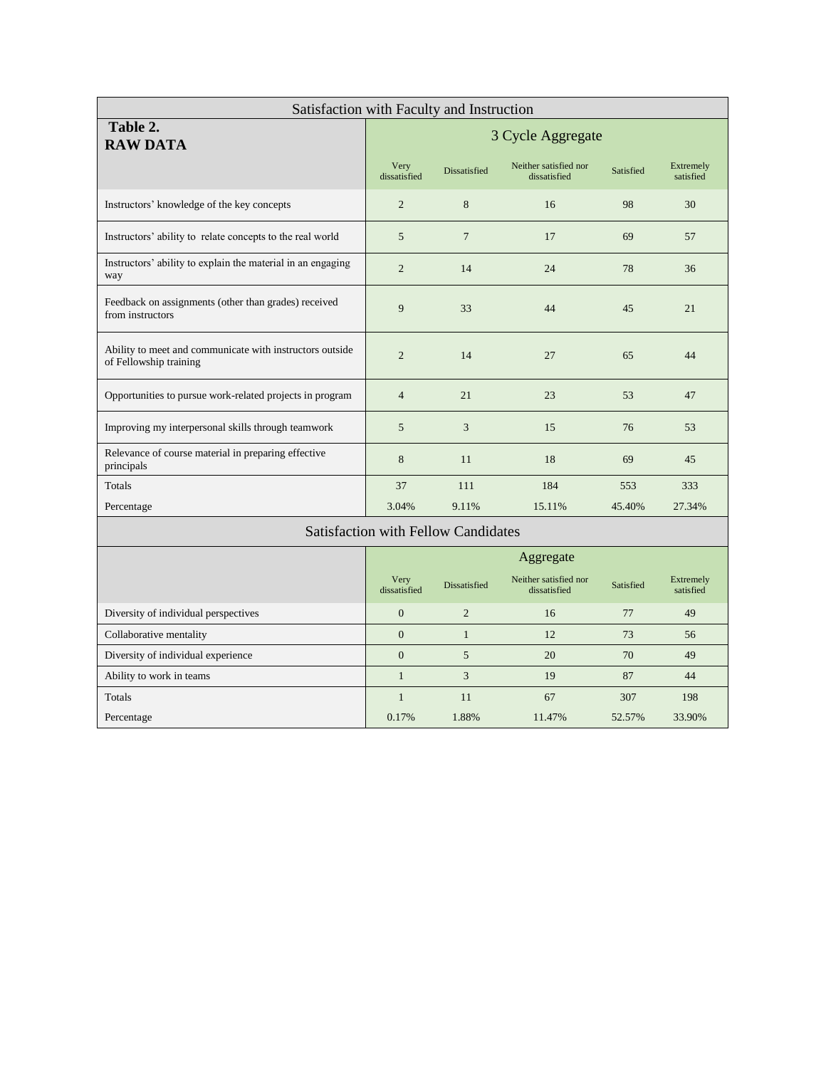| Satisfaction with Faculty and Instruction | | | | | |
|---|---|---|---|---|---|
| **Table 2. RAW DATA** | 3 Cycle Aggregate | | | | |
| | Very dissatisfied | Dissatisfied | Neither satisfied nor dissatisfied | Satisfied | Extremely satisfied |
| Instructors' knowledge of the key concepts | 2 | 8 | 16 | 98 | 30 |
| Instructors' ability to relate concepts to the real world | 5 | 7 | 17 | 69 | 57 |
| Instructors' ability to explain the material in an engaging way | 2 | 14 | 24 | 78 | 36 |
| Feedback on assignments (other than grades) received from instructors | 9 | 33 | 44 | 45 | 21 |
| Ability to meet and communicate with instructors outside of Fellowship training | 2 | 14 | 27 | 65 | 44 |
| Opportunities to pursue work-related projects in program | 4 | 21 | 23 | 53 | 47 |
| Improving my interpersonal skills through teamwork | 5 | 3 | 15 | 76 | 53 |
| Relevance of course material in preparing effective principals | 8 | 11 | 18 | 69 | 45 |
| Totals | 37 | 111 | 184 | 553 | 333 |
| Percentage | 3.04% | 9.11% | 15.11% | 45.40% | 27.34% |

| Satisfaction with Fellow Candidates | | | | | |
|---|---|---|---|---|---|
| | Aggregate | | | | |
| | Very dissatisfied | Dissatisfied | Neither satisfied nor dissatisfied | Satisfied | Extremely satisfied |
| Diversity of individual perspectives | 0 | 2 | 16 | 77 | 49 |
| Collaborative mentality | 0 | 1 | 12 | 73 | 56 |
| Diversity of individual experience | 0 | 5 | 20 | 70 | 49 |
| Ability to work in teams | 1 | 3 | 19 | 87 | 44 |
| Totals | 1 | 11 | 67 | 307 | 198 |
| Percentage | 0.17% | 1.88% | 11.47% | 52.57% | 33.90% |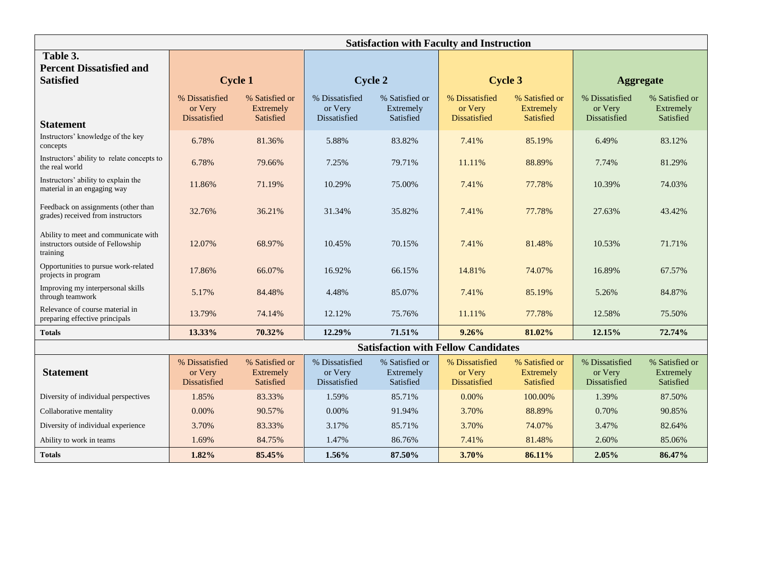**Table 3. Percent Dissatisfied and Satisfied**

| Satisfaction with Faculty and Instruction | Cycle 1 | | Cycle 2 | | Cycle 3 | | Aggregate | |
|---|---|---|---|---|---|---|---|---|
| Statement | % Dissatisfied or Very Dissatisfied | % Satisfied or Extremely Satisfied | % Dissatisfied or Very Dissatisfied | % Satisfied or Extremely Satisfied | % Dissatisfied or Very Dissatisfied | % Satisfied or Extremely Satisfied | % Dissatisfied or Very Dissatisfied | % Satisfied or Extremely Satisfied |
| Instructors' knowledge of the key concepts | 6.78% | 81.36% | 5.88% | 83.82% | 7.41% | 85.19% | 6.49% | 83.12% |
| Instructors' ability to relate concepts to the real world | 6.78% | 79.66% | 7.25% | 79.71% | 11.11% | 88.89% | 7.74% | 81.29% |
| Instructors' ability to explain the material in an engaging way | 11.86% | 71.19% | 10.29% | 75.00% | 7.41% | 77.78% | 10.39% | 74.03% |
| Feedback on assignments (other than grades) received from instructors | 32.76% | 36.21% | 31.34% | 35.82% | 7.41% | 77.78% | 27.63% | 43.42% |
| Ability to meet and communicate with instructors outside of Fellowship training | 12.07% | 68.97% | 10.45% | 70.15% | 7.41% | 81.48% | 10.53% | 71.71% |
| Opportunities to pursue work-related projects in program | 17.86% | 66.07% | 16.92% | 66.15% | 14.81% | 74.07% | 16.89% | 67.57% |
| Improving my interpersonal skills through teamwork | 5.17% | 84.48% | 4.48% | 85.07% | 7.41% | 85.19% | 5.26% | 84.87% |
| Relevance of course material in preparing effective principals | 13.79% | 74.14% | 12.12% | 75.76% | 11.11% | 77.78% | 12.58% | 75.50% |
| **Totals** | **13.33%** | **70.32%** | **12.29%** | **71.51%** | **9.26%** | **81.02%** | **12.15%** | **72.74%** |

| Satisfaction with Fellow Candidates | Cycle 1 | | Cycle 2 | | Cycle 3 | | Aggregate | |
|---|---|---|---|---|---|---|---|---|
| Statement | % Dissatisfied or Very Dissatisfied | % Satisfied or Extremely Satisfied | % Dissatisfied or Very Dissatisfied | % Satisfied or Extremely Satisfied | % Dissatisfied or Very Dissatisfied | % Satisfied or Extremely Satisfied | % Dissatisfied or Very Dissatisfied | % Satisfied or Extremely Satisfied |
| Diversity of individual perspectives | 1.85% | 83.33% | 1.59% | 85.71% | 0.00% | 100.00% | 1.39% | 87.50% |
| Collaborative mentality | 0.00% | 90.57% | 0.00% | 91.94% | 3.70% | 88.89% | 0.70% | 90.85% |
| Diversity of individual experience | 3.70% | 83.33% | 3.17% | 85.71% | 3.70% | 74.07% | 3.47% | 82.64% |
| Ability to work in teams | 1.69% | 84.75% | 1.47% | 86.76% | 7.41% | 81.48% | 2.60% | 85.06% |
| **Totals** | **1.82%** | **85.45%** | **1.56%** | **87.50%** | **3.70%** | **86.11%** | **2.05%** | **86.47%** |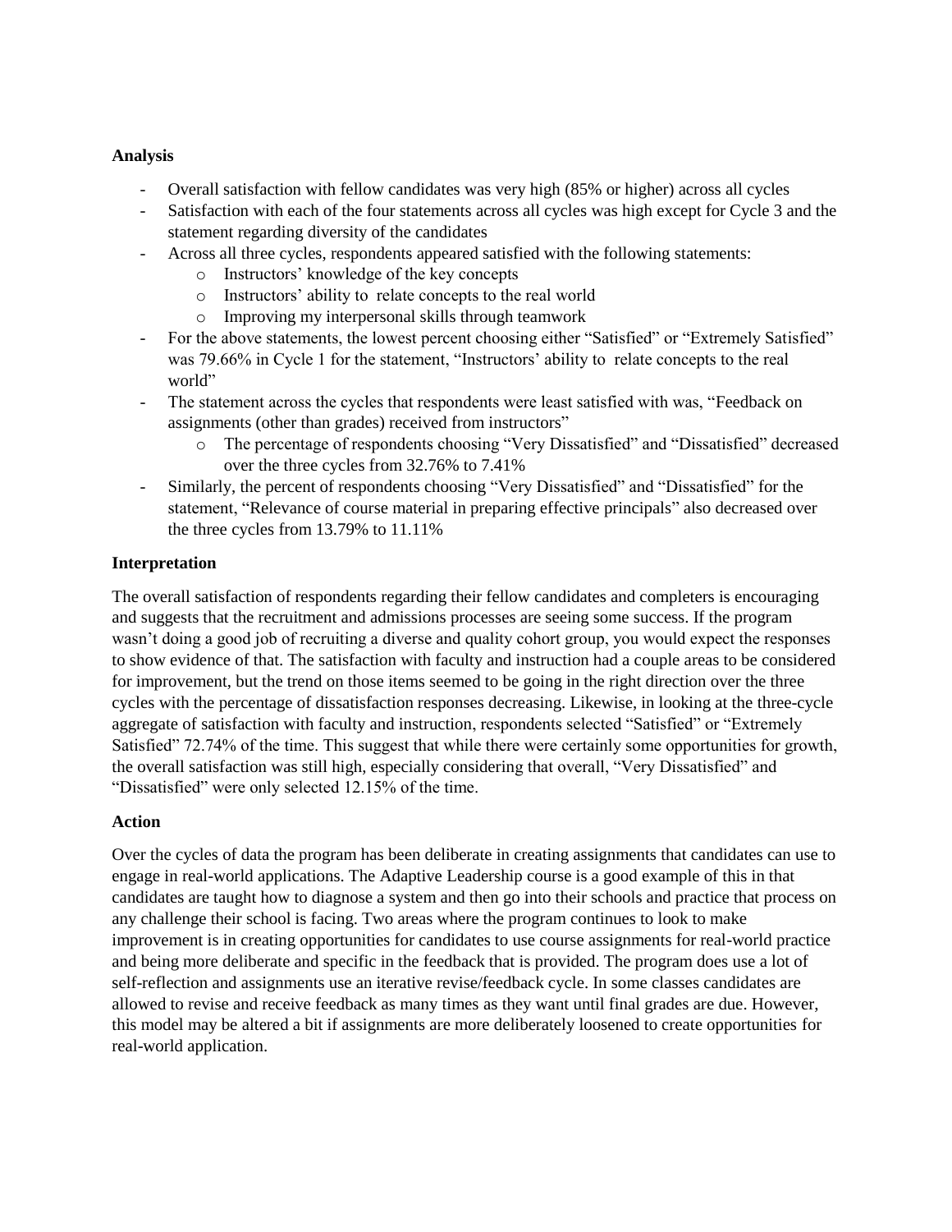**Analysis**

- Overall satisfaction with fellow candidates was very high (85% or higher) across all cycles
- Satisfaction with each of the four statements across all cycles was high except for Cycle 3 and the statement regarding diversity of the candidates
- Across all three cycles, respondents appeared satisfied with the following statements:
    - Instructors' knowledge of the key concepts
    - Instructors' ability to relate concepts to the real world
    - Improving my interpersonal skills through teamwork
- For the above statements, the lowest percent choosing either "Satisfied" or "Extremely Satisfied" was 79.66% in Cycle 1 for the statement, "Instructors' ability to relate concepts to the real world"
- The statement across the cycles that respondents were least satisfied with was, "Feedback on assignments (other than grades) received from instructors"
    - The percentage of respondents choosing "Very Dissatisfied" and "Dissatisfied" decreased over the three cycles from 32.76% to 7.41%
- Similarly, the percent of respondents choosing "Very Dissatisfied" and "Dissatisfied" for the statement, "Relevance of course material in preparing effective principals" also decreased over the three cycles from 13.79% to 11.11%

**Interpretation**

The overall satisfaction of respondents regarding their fellow candidates and completers is encouraging and suggests that the recruitment and admissions processes are seeing some success. If the program wasn't doing a good job of recruiting a diverse and quality cohort group, you would expect the responses to show evidence of that. The satisfaction with faculty and instruction had a couple areas to be considered for improvement, but the trend on those items seemed to be going in the right direction over the three cycles with the percentage of dissatisfaction responses decreasing. Likewise, in looking at the three-cycle aggregate of satisfaction with faculty and instruction, respondents selected "Satisfied" or "Extremely Satisfied" 72.74% of the time. This suggest that while there were certainly some opportunities for growth, the overall satisfaction was still high, especially considering that overall, "Very Dissatisfied" and "Dissatisfied" were only selected 12.15% of the time.

**Action**

Over the cycles of data the program has been deliberate in creating assignments that candidates can use to engage in real-world applications. The Adaptive Leadership course is a good example of this in that candidates are taught how to diagnose a system and then go into their schools and practice that process on any challenge their school is facing. Two areas where the program continues to look to make improvement is in creating opportunities for candidates to use course assignments for real-world practice and being more deliberate and specific in the feedback that is provided. The program does use a lot of self-reflection and assignments use an iterative revise/feedback cycle. In some classes candidates are allowed to revise and receive feedback as many times as they want until final grades are due. However, this model may be altered a bit if assignments are more deliberately loosened to create opportunities for real-world application.